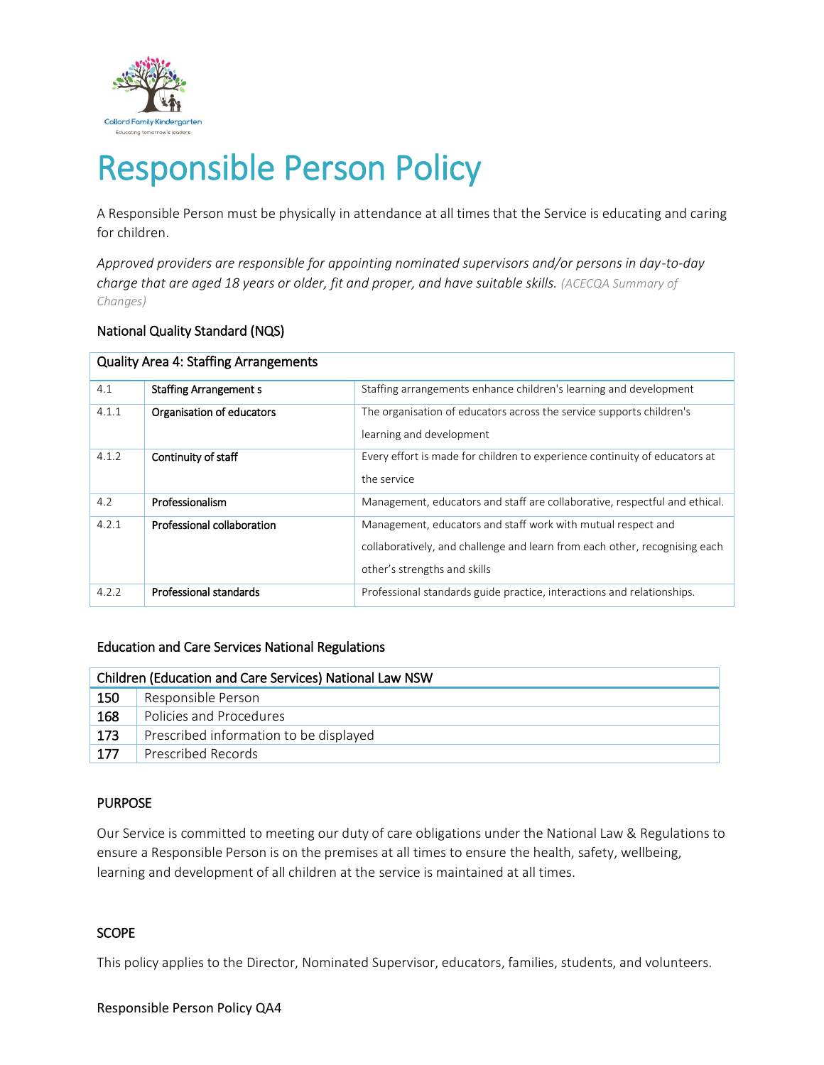# Responsible Person Policy

A Responsible Person must be physically in attendance at all times that the Service is educating and caring for children.

*Approved providers are responsible for appointing nominated supervisors and/or persons in day-to-day charge that are aged 18 years or older, fit and proper, and have suitable skills.* (ACECQA Summary of Changes)

### National Quality Standard (NQS)

| Quality Area 4: Staffing Arrangements | | |
|---|---|---|
| 4.1 | **Staffing Arrangement s** | Staffing arrangements enhance children's learning and development |
| 4.1.1 | **Organisation of educators** | The organisation of educators across the service supports children's learning and development |
| 4.1.2 | **Continuity of staff** | Every effort is made for children to experience continuity of educators at the service |
| 4.2 | **Professionalism** | Management, educators and staff are collaborative, respectful and ethical. |
| 4.2.1 | **Professional collaboration** | Management, educators and staff work with mutual respect and collaboratively, and challenge and learn from each other, recognising each other's strengths and skills |
| 4.2.2 | **Professional standards** | Professional standards guide practice, interactions and relationships. |

### Education and Care Services National Regulations

| Children (Education and Care Services) National Law NSW | |
|---|---|
| 150 | Responsible Person |
| 168 | Policies and Procedures |
| 173 | Prescribed information to be displayed |
| 177 | Prescribed Records |

### PURPOSE

Our Service is committed to meeting our duty of care obligations under the National Law & Regulations to ensure a Responsible Person is on the premises at all times to ensure the health, safety, wellbeing, learning and development of all children at the service is maintained at all times.

### SCOPE

This policy applies to the Director, Nominated Supervisor, educators, families, students, and volunteers.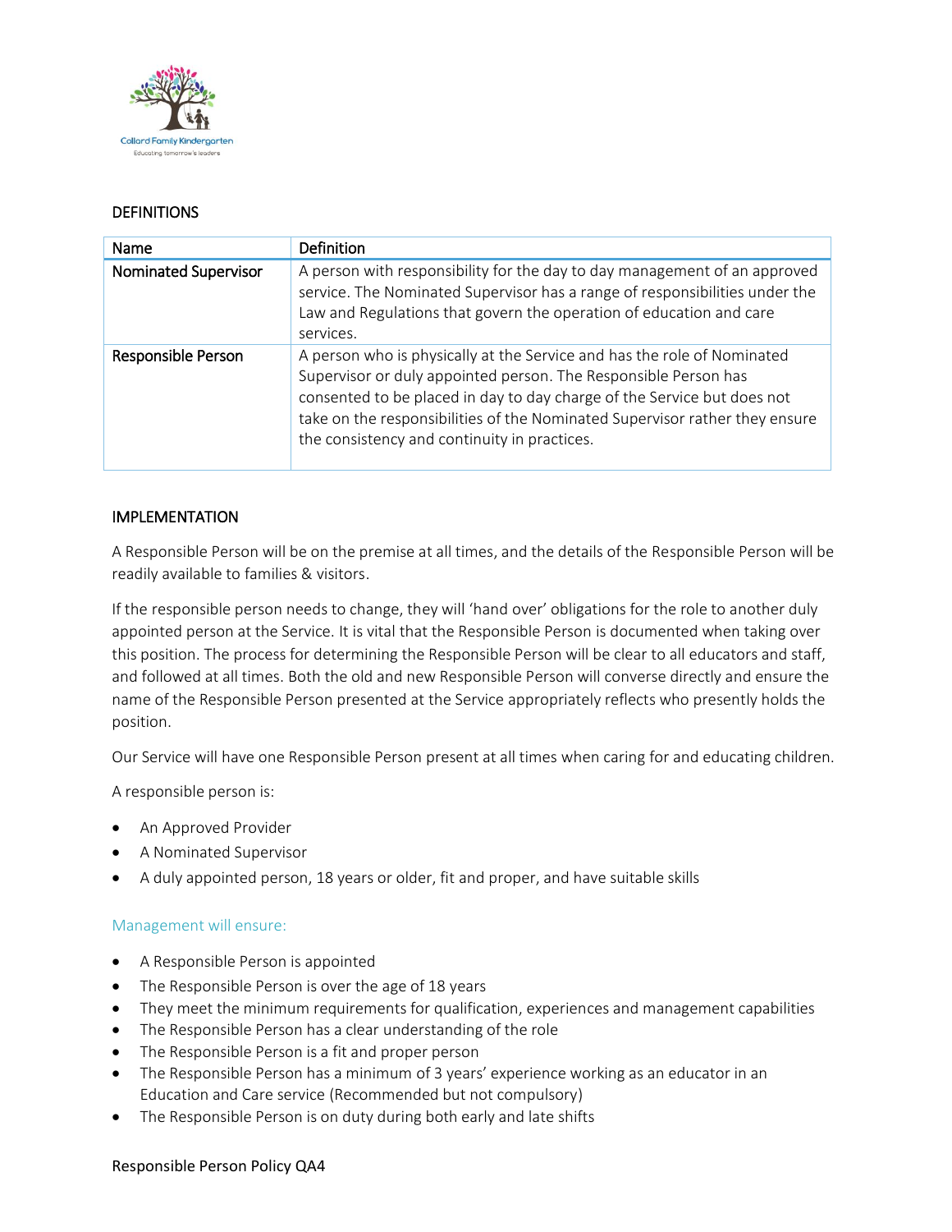## DEFINITIONS

| Name | Definition |
| --- | --- |
| **Nominated Supervisor** | A person with responsibility for the day to day management of an approved service. The Nominated Supervisor has a range of responsibilities under the Law and Regulations that govern the operation of education and care services. |
| **Responsible Person** | A person who is physically at the Service and has the role of Nominated Supervisor or duly appointed person. The Responsible Person has consented to be placed in day to day charge of the Service but does not take on the responsibilities of the Nominated Supervisor rather they ensure the consistency and continuity in practices. |

## IMPLEMENTATION

A Responsible Person will be on the premise at all times, and the details of the Responsible Person will be readily available to families & visitors.

If the responsible person needs to change, they will 'hand over' obligations for the role to another duly appointed person at the Service. It is vital that the Responsible Person is documented when taking over this position. The process for determining the Responsible Person will be clear to all educators and staff, and followed at all times. Both the old and new Responsible Person will converse directly and ensure the name of the Responsible Person presented at the Service appropriately reflects who presently holds the position.

Our Service will have one Responsible Person present at all times when caring for and educating children.

A responsible person is:

- An Approved Provider
- A Nominated Supervisor
- A duly appointed person, 18 years or older, fit and proper, and have suitable skills

### Management will ensure:

- A Responsible Person is appointed
- The Responsible Person is over the age of 18 years
- They meet the minimum requirements for qualification, experiences and management capabilities
- The Responsible Person has a clear understanding of the role
- The Responsible Person is a fit and proper person
- The Responsible Person has a minimum of 3 years' experience working as an educator in an Education and Care service (Recommended but not compulsory)
- The Responsible Person is on duty during both early and late shifts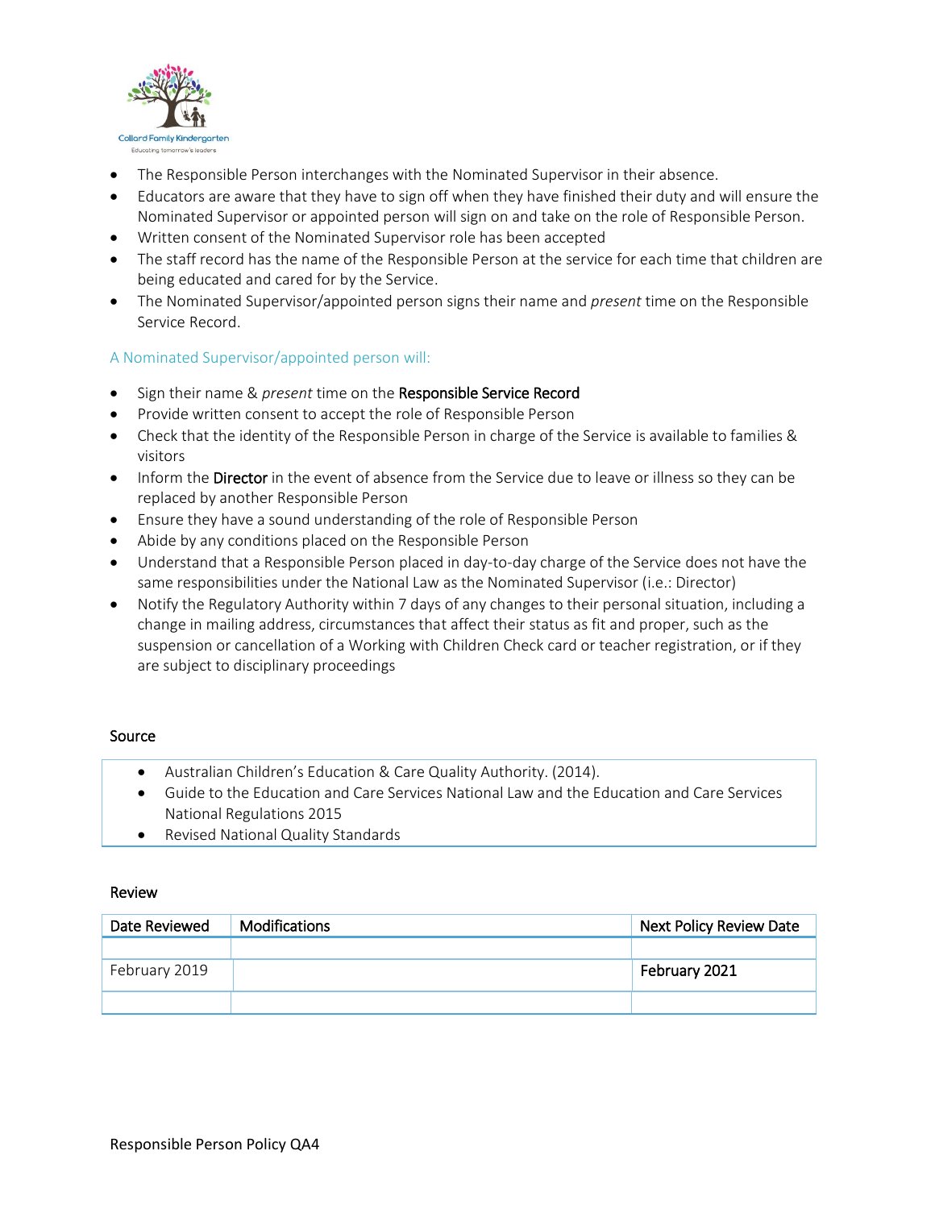- The Responsible Person interchanges with the Nominated Supervisor in their absence.
- Educators are aware that they have to sign off when they have finished their duty and will ensure the Nominated Supervisor or appointed person will sign on and take on the role of Responsible Person.
- Written consent of the Nominated Supervisor role has been accepted
- The staff record has the name of the Responsible Person at the service for each time that children are being educated and cared for by the Service.
- The Nominated Supervisor/appointed person signs their name and *present* time on the Responsible Service Record.

### A Nominated Supervisor/appointed person will:

- Sign their name & *present* time on the **Responsible Service Record**
- Provide written consent to accept the role of Responsible Person
- Check that the identity of the Responsible Person in charge of the Service is available to families & visitors
- Inform the **Director** in the event of absence from the Service due to leave or illness so they can be replaced by another Responsible Person
- Ensure they have a sound understanding of the role of Responsible Person
- Abide by any conditions placed on the Responsible Person
- Understand that a Responsible Person placed in day-to-day charge of the Service does not have the same responsibilities under the National Law as the Nominated Supervisor (i.e.: Director)
- Notify the Regulatory Authority within 7 days of any changes to their personal situation, including a change in mailing address, circumstances that affect their status as fit and proper, such as the suspension or cancellation of a Working with Children Check card or teacher registration, or if they are subject to disciplinary proceedings

## Source

- Australian Children's Education & Care Quality Authority. (2014).
- Guide to the Education and Care Services National Law and the Education and Care Services National Regulations 2015
- Revised National Quality Standards

## Review

| Date Reviewed | Modifications | Next Policy Review Date |
|---|---|---|
| | | |
| February 2019 | | **February 2021** |
| | | |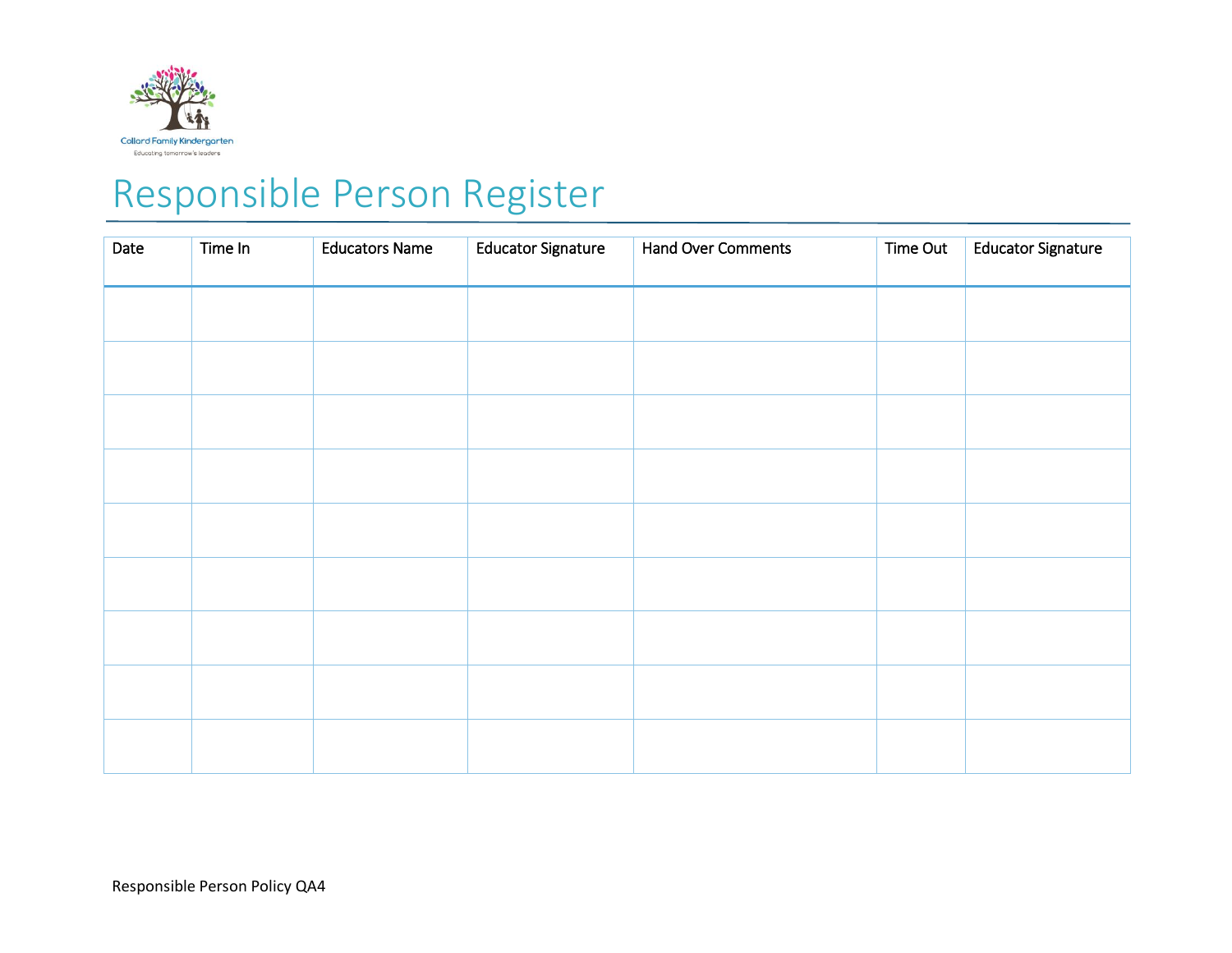# Responsible Person Register

| Date | Time In | Educators Name | Educator Signature | Hand Over Comments | Time Out | Educator Signature |
|---|---|---|---|---|---|---|
| | | | | | | |
| | | | | | | |
| | | | | | | |
| | | | | | | |
| | | | | | | |
| | | | | | | |
| | | | | | | |
| | | | | | | |
| | | | | | | |